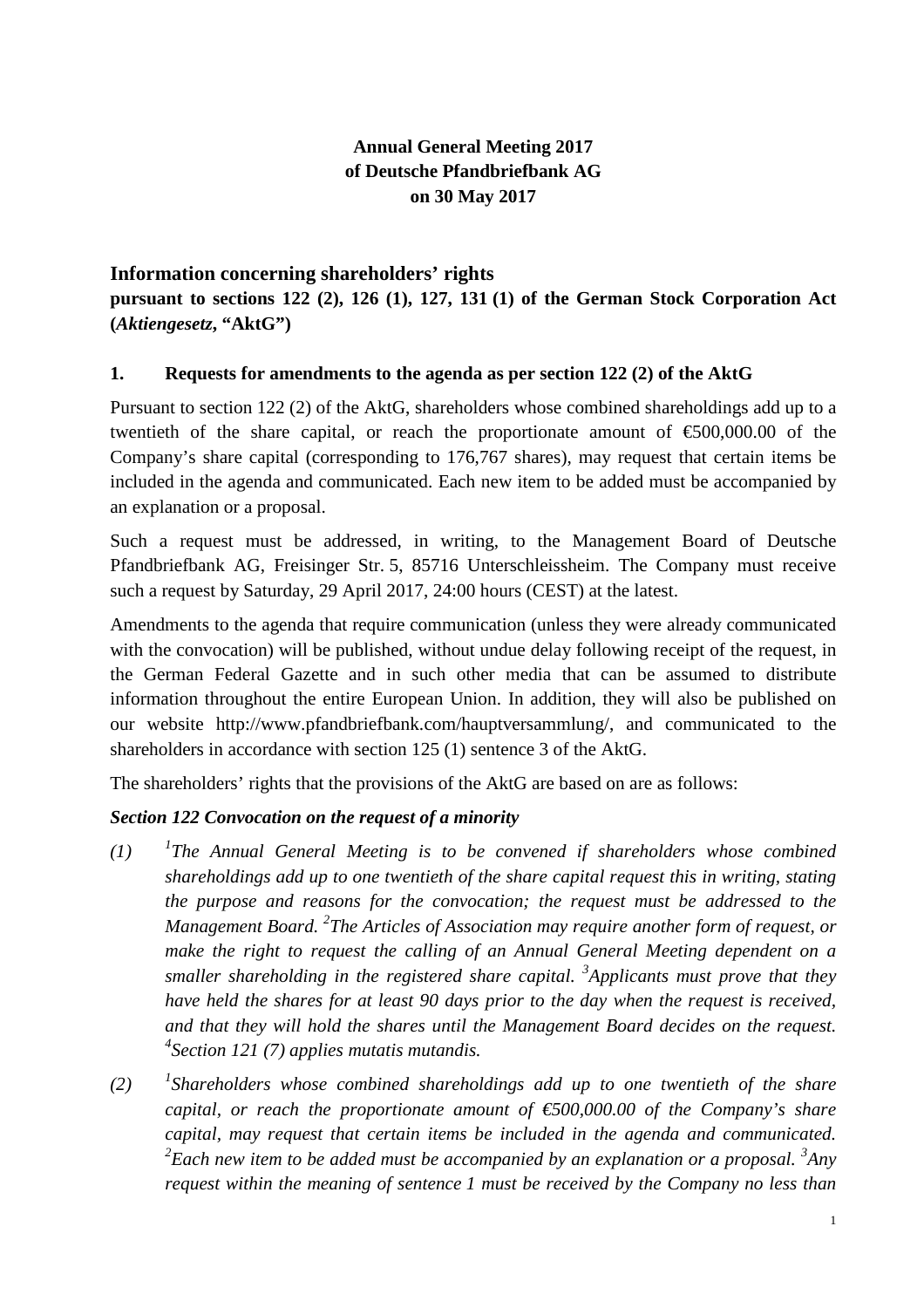**Annual General Meeting 2017**
**of Deutsche Pfandbriefbank AG**
**on 30 May 2017**

## Information concerning shareholders' rights

**pursuant to sections 122 (2), 126 (1), 127, 131 (1) of the German Stock Corporation Act (*Aktiengesetz*, "AktG")**

### 1. Requests for amendments to the agenda as per section 122 (2) of the AktG

Pursuant to section 122 (2) of the AktG, shareholders whose combined shareholdings add up to a twentieth of the share capital, or reach the proportionate amount of €500,000.00 of the Company's share capital (corresponding to 176,767 shares), may request that certain items be included in the agenda and communicated. Each new item to be added must be accompanied by an explanation or a proposal.

Such a request must be addressed, in writing, to the Management Board of Deutsche Pfandbriefbank AG, Freisinger Str. 5, 85716 Unterschleissheim. The Company must receive such a request by Saturday, 29 April 2017, 24:00 hours (CEST) at the latest.

Amendments to the agenda that require communication (unless they were already communicated with the convocation) will be published, without undue delay following receipt of the request, in the German Federal Gazette and in such other media that can be assumed to distribute information throughout the entire European Union. In addition, they will also be published on our website http://www.pfandbriefbank.com/hauptversammlung/, and communicated to the shareholders in accordance with section 125 (1) sentence 3 of the AktG.

The shareholders' rights that the provisions of the AktG are based on are as follows:

***Section 122 Convocation on the request of a minority***

*(1) [1]The Annual General Meeting is to be convened if shareholders whose combined shareholdings add up to one twentieth of the share capital request this in writing, stating the purpose and reasons for the convocation; the request must be addressed to the Management Board. [2]The Articles of Association may require another form of request, or make the right to request the calling of an Annual General Meeting dependent on a smaller shareholding in the registered share capital. [3]Applicants must prove that they have held the shares for at least 90 days prior to the day when the request is received, and that they will hold the shares until the Management Board decides on the request. [4]Section 121 (7) applies mutatis mutandis.*

*(2) [1]Shareholders whose combined shareholdings add up to one twentieth of the share capital, or reach the proportionate amount of €500,000.00 of the Company's share capital, may request that certain items be included in the agenda and communicated. [2]Each new item to be added must be accompanied by an explanation or a proposal. [3]Any request within the meaning of sentence 1 must be received by the Company no less than*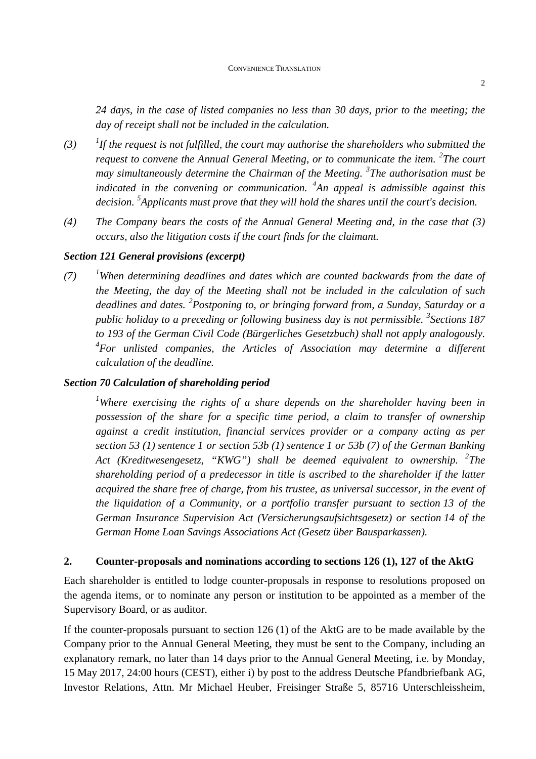*24 days, in the case of listed companies no less than 30 days, prior to the meeting; the day of receipt shall not be included in the calculation.*

*(3) [1]If the request is not fulfilled, the court may authorise the shareholders who submitted the request to convene the Annual General Meeting, or to communicate the item. [2]The court may simultaneously determine the Chairman of the Meeting. [3]The authorisation must be indicated in the convening or communication. [4]An appeal is admissible against this decision. [5]Applicants must prove that they will hold the shares until the court's decision.*

*(4) The Company bears the costs of the Annual General Meeting and, in the case that (3) occurs, also the litigation costs if the court finds for the claimant.*

***Section 121 General provisions (excerpt)***

*(7) [1]When determining deadlines and dates which are counted backwards from the date of the Meeting, the day of the Meeting shall not be included in the calculation of such deadlines and dates. [2]Postponing to, or bringing forward from, a Sunday, Saturday or a public holiday to a preceding or following business day is not permissible. [3]Sections 187 to 193 of the German Civil Code (Bürgerliches Gesetzbuch) shall not apply analogously. [4]For unlisted companies, the Articles of Association may determine a different calculation of the deadline.*

***Section 70 Calculation of shareholding period***

*[1]Where exercising the rights of a share depends on the shareholder having been in possession of the share for a specific time period, a claim to transfer of ownership against a credit institution, financial services provider or a company acting as per section 53 (1) sentence 1 or section 53b (1) sentence 1 or 53b (7) of the German Banking Act (Kreditwesengesetz, "KWG") shall be deemed equivalent to ownership. [2]The shareholding period of a predecessor in title is ascribed to the shareholder if the latter acquired the share free of charge, from his trustee, as universal successor, in the event of the liquidation of a Community, or a portfolio transfer pursuant to section 13 of the German Insurance Supervision Act (Versicherungsaufsichtsgesetz) or section 14 of the German Home Loan Savings Associations Act (Gesetz über Bausparkassen).*

## 2. Counter-proposals and nominations according to sections 126 (1), 127 of the AktG

Each shareholder is entitled to lodge counter-proposals in response to resolutions proposed on the agenda items, or to nominate any person or institution to be appointed as a member of the Supervisory Board, or as auditor.

If the counter-proposals pursuant to section 126 (1) of the AktG are to be made available by the Company prior to the Annual General Meeting, they must be sent to the Company, including an explanatory remark, no later than 14 days prior to the Annual General Meeting, i.e. by Monday, 15 May 2017, 24:00 hours (CEST), either i) by post to the address Deutsche Pfandbriefbank AG, Investor Relations, Attn. Mr Michael Heuber, Freisinger Straße 5, 85716 Unterschleissheim,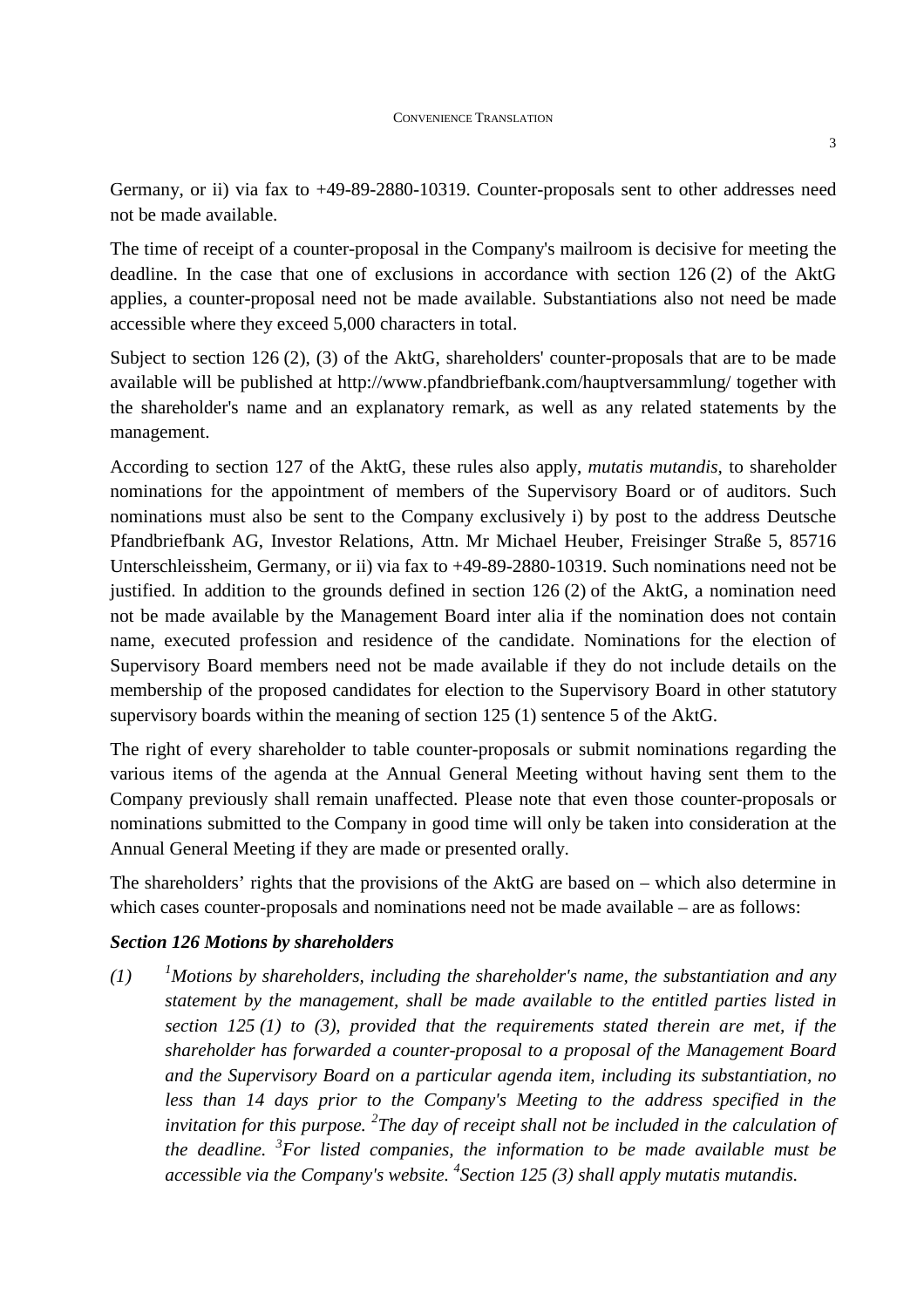Germany, or ii) via fax to +49-89-2880-10319. Counter-proposals sent to other addresses need not be made available.

The time of receipt of a counter-proposal in the Company's mailroom is decisive for meeting the deadline. In the case that one of exclusions in accordance with section 126 (2) of the AktG applies, a counter-proposal need not be made available. Substantiations also not need be made accessible where they exceed 5,000 characters in total.

Subject to section 126 (2), (3) of the AktG, shareholders' counter-proposals that are to be made available will be published at http://www.pfandbriefbank.com/hauptversammlung/ together with the shareholder's name and an explanatory remark, as well as any related statements by the management.

According to section 127 of the AktG, these rules also apply, *mutatis mutandis*, to shareholder nominations for the appointment of members of the Supervisory Board or of auditors. Such nominations must also be sent to the Company exclusively i) by post to the address Deutsche Pfandbriefbank AG, Investor Relations, Attn. Mr Michael Heuber, Freisinger Straße 5, 85716 Unterschleissheim, Germany, or ii) via fax to +49-89-2880-10319. Such nominations need not be justified. In addition to the grounds defined in section 126 (2) of the AktG, a nomination need not be made available by the Management Board inter alia if the nomination does not contain name, executed profession and residence of the candidate. Nominations for the election of Supervisory Board members need not be made available if they do not include details on the membership of the proposed candidates for election to the Supervisory Board in other statutory supervisory boards within the meaning of section 125 (1) sentence 5 of the AktG.

The right of every shareholder to table counter-proposals or submit nominations regarding the various items of the agenda at the Annual General Meeting without having sent them to the Company previously shall remain unaffected. Please note that even those counter-proposals or nominations submitted to the Company in good time will only be taken into consideration at the Annual General Meeting if they are made or presented orally.

The shareholders' rights that the provisions of the AktG are based on – which also determine in which cases counter-proposals and nominations need not be made available – are as follows:

***Section 126 Motions by shareholders***

*(1) [1]Motions by shareholders, including the shareholder's name, the substantiation and any statement by the management, shall be made available to the entitled parties listed in section 125 (1) to (3), provided that the requirements stated therein are met, if the shareholder has forwarded a counter-proposal to a proposal of the Management Board and the Supervisory Board on a particular agenda item, including its substantiation, no less than 14 days prior to the Company's Meeting to the address specified in the invitation for this purpose. [2]The day of receipt shall not be included in the calculation of the deadline. [3]For listed companies, the information to be made available must be accessible via the Company's website. [4]Section 125 (3) shall apply mutatis mutandis.*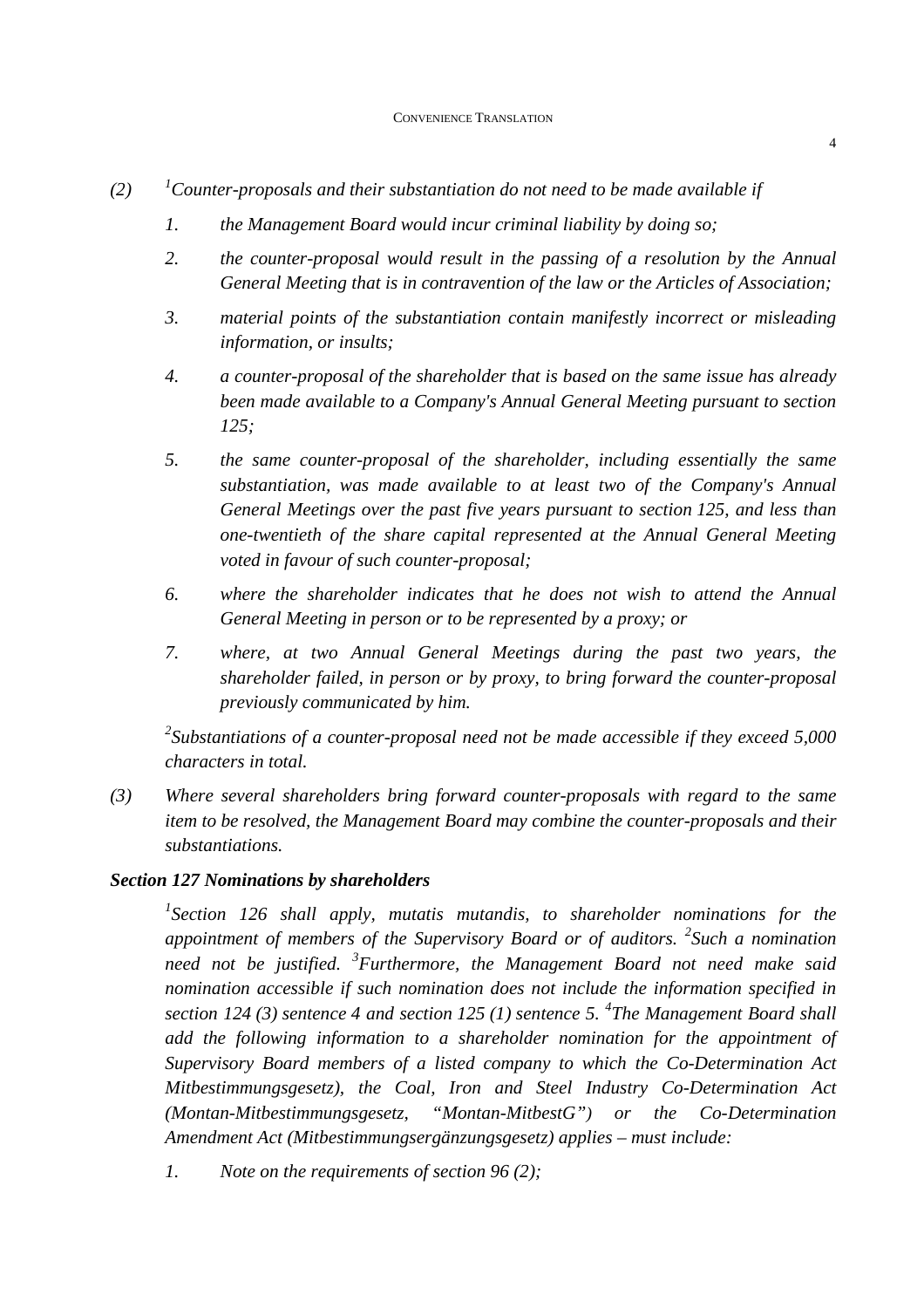*(2)* *[1]Counter-proposals and their substantiation do not need to be made available if*

1. *the Management Board would incur criminal liability by doing so;*
2. *the counter-proposal would result in the passing of a resolution by the Annual General Meeting that is in contravention of the law or the Articles of Association;*
3. *material points of the substantiation contain manifestly incorrect or misleading information, or insults;*
4. *a counter-proposal of the shareholder that is based on the same issue has already been made available to a Company's Annual General Meeting pursuant to section 125;*
5. *the same counter-proposal of the shareholder, including essentially the same substantiation, was made available to at least two of the Company's Annual General Meetings over the past five years pursuant to section 125, and less than one-twentieth of the share capital represented at the Annual General Meeting voted in favour of such counter-proposal;*
6. *where the shareholder indicates that he does not wish to attend the Annual General Meeting in person or to be represented by a proxy; or*
7. *where, at two Annual General Meetings during the past two years, the shareholder failed, in person or by proxy, to bring forward the counter-proposal previously communicated by him.*

*[2]Substantiations of a counter-proposal need not be made accessible if they exceed 5,000 characters in total.*

*(3)* *Where several shareholders bring forward counter-proposals with regard to the same item to be resolved, the Management Board may combine the counter-proposals and their substantiations.*

### ***Section 127 Nominations by shareholders***

*[1]Section 126 shall apply, mutatis mutandis, to shareholder nominations for the appointment of members of the Supervisory Board or of auditors. [2]Such a nomination need not be justified. [3]Furthermore, the Management Board not need make said nomination accessible if such nomination does not include the information specified in section 124 (3) sentence 4 and section 125 (1) sentence 5. [4]The Management Board shall add the following information to a shareholder nomination for the appointment of Supervisory Board members of a listed company to which the Co-Determination Act Mitbestimmungsgesetz), the Coal, Iron and Steel Industry Co-Determination Act (Montan-Mitbestimmungsgesetz, "Montan-MitbestG") or the Co-Determination Amendment Act (Mitbestimmungsergänzungsgesetz) applies – must include:*

1. *Note on the requirements of section 96 (2);*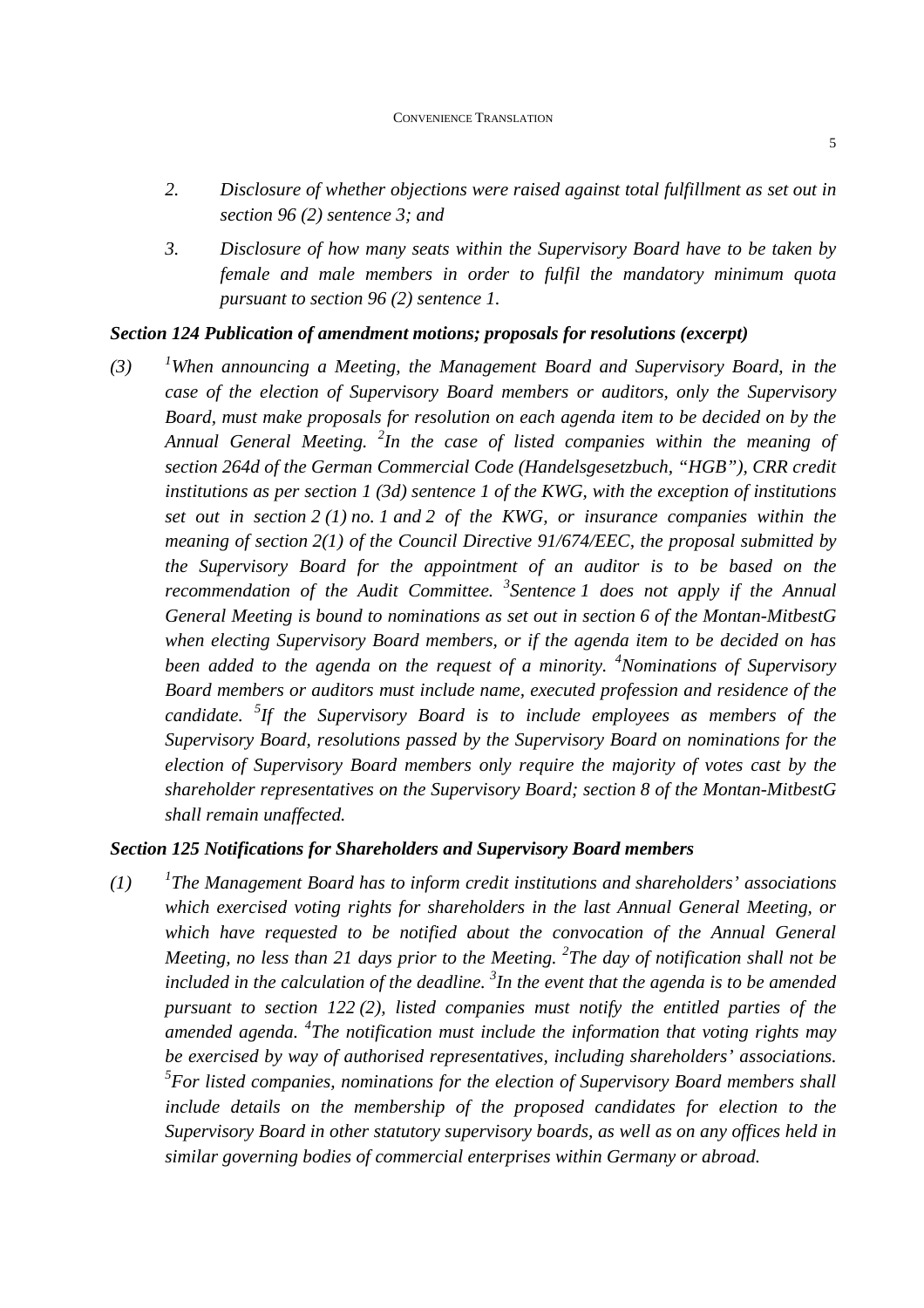*2. Disclosure of whether objections were raised against total fulfillment as set out in section 96 (2) sentence 3; and*

*3. Disclosure of how many seats within the Supervisory Board have to be taken by female and male members in order to fulfil the mandatory minimum quota pursuant to section 96 (2) sentence 1.*

### *Section 124 Publication of amendment motions; proposals for resolutions (excerpt)*

*(3) [1]When announcing a Meeting, the Management Board and Supervisory Board, in the case of the election of Supervisory Board members or auditors, only the Supervisory Board, must make proposals for resolution on each agenda item to be decided on by the Annual General Meeting. [2]In the case of listed companies within the meaning of section 264d of the German Commercial Code (Handelsgesetzbuch, "HGB"), CRR credit institutions as per section 1 (3d) sentence 1 of the KWG, with the exception of institutions set out in section 2 (1) no. 1 and 2 of the KWG, or insurance companies within the meaning of section 2(1) of the Council Directive 91/674/EEC, the proposal submitted by the Supervisory Board for the appointment of an auditor is to be based on the recommendation of the Audit Committee. [3]Sentence 1 does not apply if the Annual General Meeting is bound to nominations as set out in section 6 of the Montan-MitbestG when electing Supervisory Board members, or if the agenda item to be decided on has been added to the agenda on the request of a minority. [4]Nominations of Supervisory Board members or auditors must include name, executed profession and residence of the candidate. [5]If the Supervisory Board is to include employees as members of the Supervisory Board, resolutions passed by the Supervisory Board on nominations for the election of Supervisory Board members only require the majority of votes cast by the shareholder representatives on the Supervisory Board; section 8 of the Montan-MitbestG shall remain unaffected.*

### *Section 125 Notifications for Shareholders and Supervisory Board members*

*(1) [1]The Management Board has to inform credit institutions and shareholders' associations which exercised voting rights for shareholders in the last Annual General Meeting, or which have requested to be notified about the convocation of the Annual General Meeting, no less than 21 days prior to the Meeting. [2]The day of notification shall not be included in the calculation of the deadline. [3]In the event that the agenda is to be amended pursuant to section 122 (2), listed companies must notify the entitled parties of the amended agenda. [4]The notification must include the information that voting rights may be exercised by way of authorised representatives, including shareholders' associations. [5]For listed companies, nominations for the election of Supervisory Board members shall include details on the membership of the proposed candidates for election to the Supervisory Board in other statutory supervisory boards, as well as on any offices held in similar governing bodies of commercial enterprises within Germany or abroad.*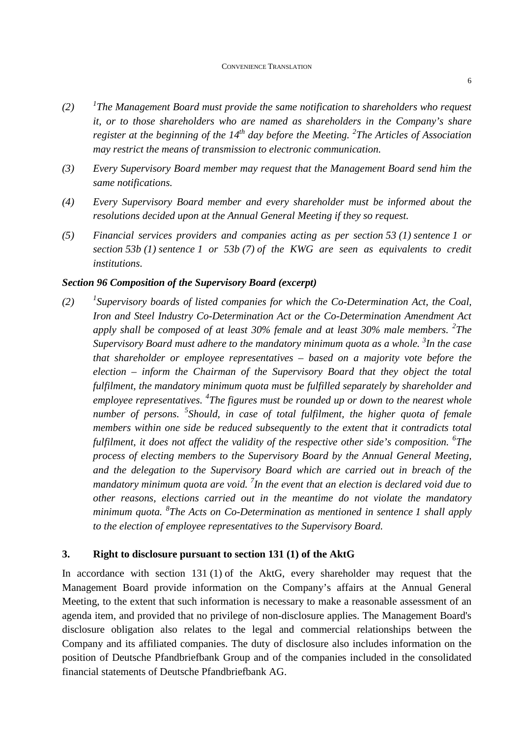*(2)* *[1]The Management Board must provide the same notification to shareholders who request it, or to those shareholders who are named as shareholders in the Company's share register at the beginning of the 14th day before the Meeting. [2]The Articles of Association may restrict the means of transmission to electronic communication.*

*(3)* *Every Supervisory Board member may request that the Management Board send him the same notifications.*

*(4)* *Every Supervisory Board member and every shareholder must be informed about the resolutions decided upon at the Annual General Meeting if they so request.*

*(5)* *Financial services providers and companies acting as per section 53 (1) sentence 1 or section 53b (1) sentence 1 or 53b (7) of the KWG are seen as equivalents to credit institutions.*

***Section 96 Composition of the Supervisory Board (excerpt)***

*(2)* *[1]Supervisory boards of listed companies for which the Co-Determination Act, the Coal, Iron and Steel Industry Co-Determination Act or the Co-Determination Amendment Act apply shall be composed of at least 30% female and at least 30% male members. [2]The Supervisory Board must adhere to the mandatory minimum quota as a whole. [3]In the case that shareholder or employee representatives – based on a majority vote before the election – inform the Chairman of the Supervisory Board that they object the total fulfilment, the mandatory minimum quota must be fulfilled separately by shareholder and employee representatives. [4]The figures must be rounded up or down to the nearest whole number of persons. [5]Should, in case of total fulfilment, the higher quota of female members within one side be reduced subsequently to the extent that it contradicts total fulfilment, it does not affect the validity of the respective other side's composition. [6]The process of electing members to the Supervisory Board by the Annual General Meeting, and the delegation to the Supervisory Board which are carried out in breach of the mandatory minimum quota are void. [7]In the event that an election is declared void due to other reasons, elections carried out in the meantime do not violate the mandatory minimum quota. [8]The Acts on Co-Determination as mentioned in sentence 1 shall apply to the election of employee representatives to the Supervisory Board.*

## 3. Right to disclosure pursuant to section 131 (1) of the AktG

In accordance with section 131 (1) of the AktG, every shareholder may request that the Management Board provide information on the Company's affairs at the Annual General Meeting, to the extent that such information is necessary to make a reasonable assessment of an agenda item, and provided that no privilege of non-disclosure applies. The Management Board's disclosure obligation also relates to the legal and commercial relationships between the Company and its affiliated companies. The duty of disclosure also includes information on the position of Deutsche Pfandbriefbank Group and of the companies included in the consolidated financial statements of Deutsche Pfandbriefbank AG.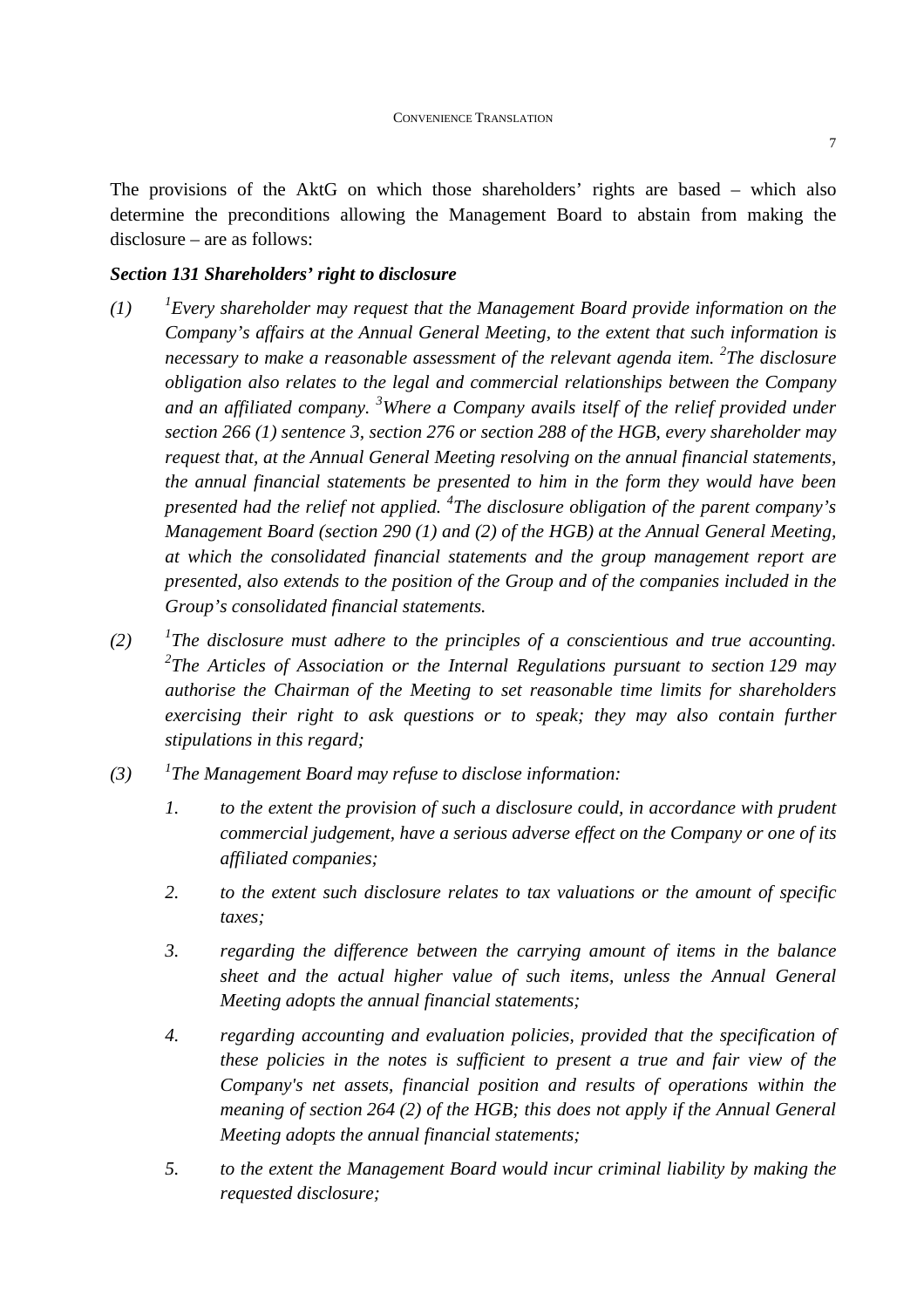The provisions of the AktG on which those shareholders' rights are based – which also determine the preconditions allowing the Management Board to abstain from making the disclosure – are as follows:

***Section 131 Shareholders' right to disclosure***

*(1)* [1]*Every shareholder may request that the Management Board provide information on the Company's affairs at the Annual General Meeting, to the extent that such information is necessary to make a reasonable assessment of the relevant agenda item.* [2]*The disclosure obligation also relates to the legal and commercial relationships between the Company and an affiliated company.* [3]*Where a Company avails itself of the relief provided under section 266 (1) sentence 3, section 276 or section 288 of the HGB, every shareholder may request that, at the Annual General Meeting resolving on the annual financial statements, the annual financial statements be presented to him in the form they would have been presented had the relief not applied.* [4]*The disclosure obligation of the parent company's Management Board (section 290 (1) and (2) of the HGB) at the Annual General Meeting, at which the consolidated financial statements and the group management report are presented, also extends to the position of the Group and of the companies included in the Group's consolidated financial statements.*

*(2)* [1]*The disclosure must adhere to the principles of a conscientious and true accounting.* [2]*The Articles of Association or the Internal Regulations pursuant to section 129 may authorise the Chairman of the Meeting to set reasonable time limits for shareholders exercising their right to ask questions or to speak; they may also contain further stipulations in this regard;*

*(3)* [1]*The Management Board may refuse to disclose information:*

1. *to the extent the provision of such a disclosure could, in accordance with prudent commercial judgement, have a serious adverse effect on the Company or one of its affiliated companies;*
2. *to the extent such disclosure relates to tax valuations or the amount of specific taxes;*
3. *regarding the difference between the carrying amount of items in the balance sheet and the actual higher value of such items, unless the Annual General Meeting adopts the annual financial statements;*
4. *regarding accounting and evaluation policies, provided that the specification of these policies in the notes is sufficient to present a true and fair view of the Company's net assets, financial position and results of operations within the meaning of section 264 (2) of the HGB; this does not apply if the Annual General Meeting adopts the annual financial statements;*
5. *to the extent the Management Board would incur criminal liability by making the requested disclosure;*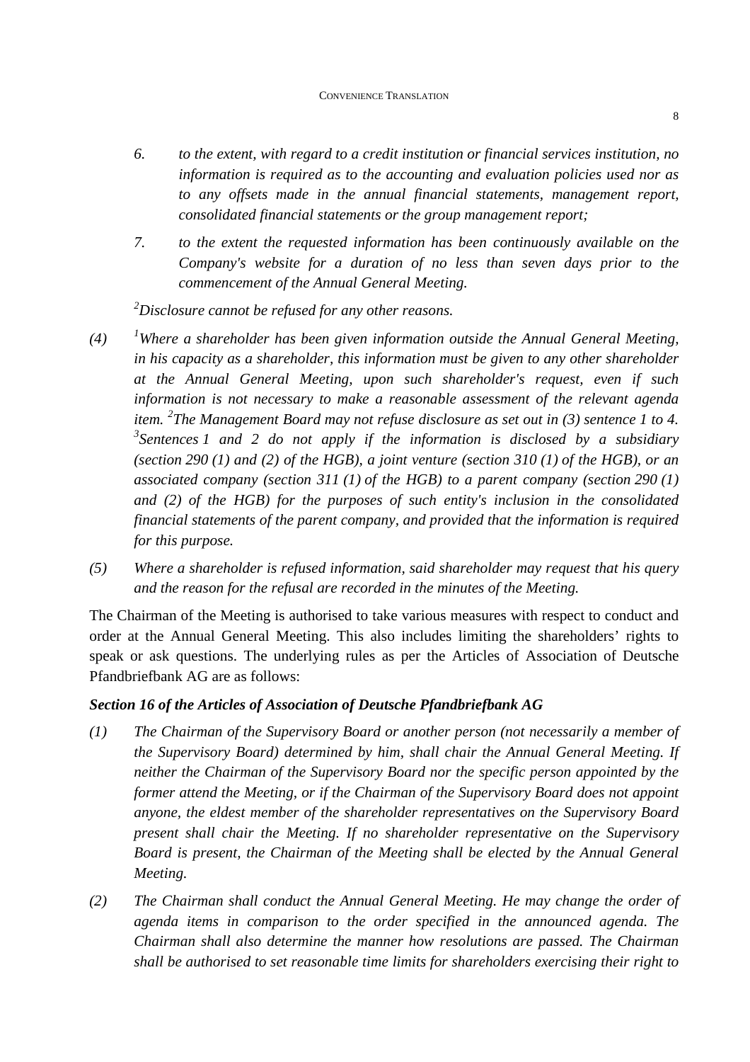6. *to the extent, with regard to a credit institution or financial services institution, no information is required as to the accounting and evaluation policies used nor as to any offsets made in the annual financial statements, management report, consolidated financial statements or the group management report;*

7. *to the extent the requested information has been continuously available on the Company's website for a duration of no less than seven days prior to the commencement of the Annual General Meeting.*

*[2]Disclosure cannot be refused for any other reasons.*

*(4) [1]Where a shareholder has been given information outside the Annual General Meeting, in his capacity as a shareholder, this information must be given to any other shareholder at the Annual General Meeting, upon such shareholder's request, even if such information is not necessary to make a reasonable assessment of the relevant agenda item. [2]The Management Board may not refuse disclosure as set out in (3) sentence 1 to 4. [3]Sentences 1 and 2 do not apply if the information is disclosed by a subsidiary (section 290 (1) and (2) of the HGB), a joint venture (section 310 (1) of the HGB), or an associated company (section 311 (1) of the HGB) to a parent company (section 290 (1) and (2) of the HGB) for the purposes of such entity's inclusion in the consolidated financial statements of the parent company, and provided that the information is required for this purpose.*

*(5) Where a shareholder is refused information, said shareholder may request that his query and the reason for the refusal are recorded in the minutes of the Meeting.*

The Chairman of the Meeting is authorised to take various measures with respect to conduct and order at the Annual General Meeting. This also includes limiting the shareholders' rights to speak or ask questions. The underlying rules as per the Articles of Association of Deutsche Pfandbriefbank AG are as follows:

***Section 16 of the Articles of Association of Deutsche Pfandbriefbank AG***

*(1) The Chairman of the Supervisory Board or another person (not necessarily a member of the Supervisory Board) determined by him, shall chair the Annual General Meeting. If neither the Chairman of the Supervisory Board nor the specific person appointed by the former attend the Meeting, or if the Chairman of the Supervisory Board does not appoint anyone, the eldest member of the shareholder representatives on the Supervisory Board present shall chair the Meeting. If no shareholder representative on the Supervisory Board is present, the Chairman of the Meeting shall be elected by the Annual General Meeting.*

*(2) The Chairman shall conduct the Annual General Meeting. He may change the order of agenda items in comparison to the order specified in the announced agenda. The Chairman shall also determine the manner how resolutions are passed. The Chairman shall be authorised to set reasonable time limits for shareholders exercising their right to*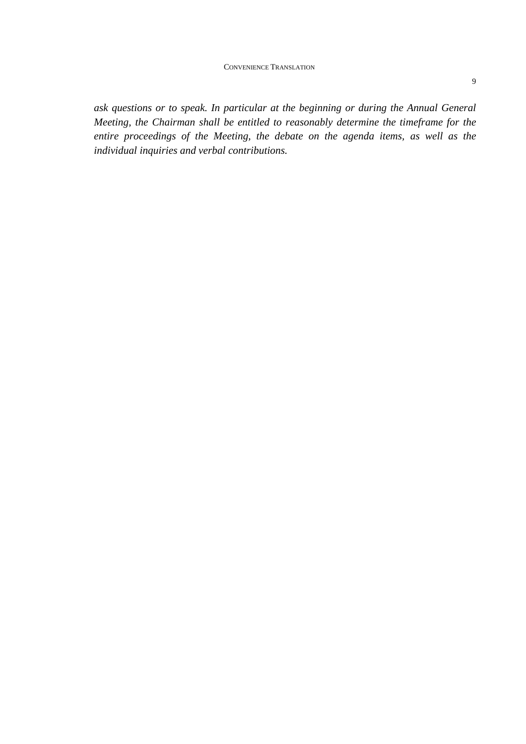*ask questions or to speak. In particular at the beginning or during the Annual General Meeting, the Chairman shall be entitled to reasonably determine the timeframe for the entire proceedings of the Meeting, the debate on the agenda items, as well as the individual inquiries and verbal contributions.*